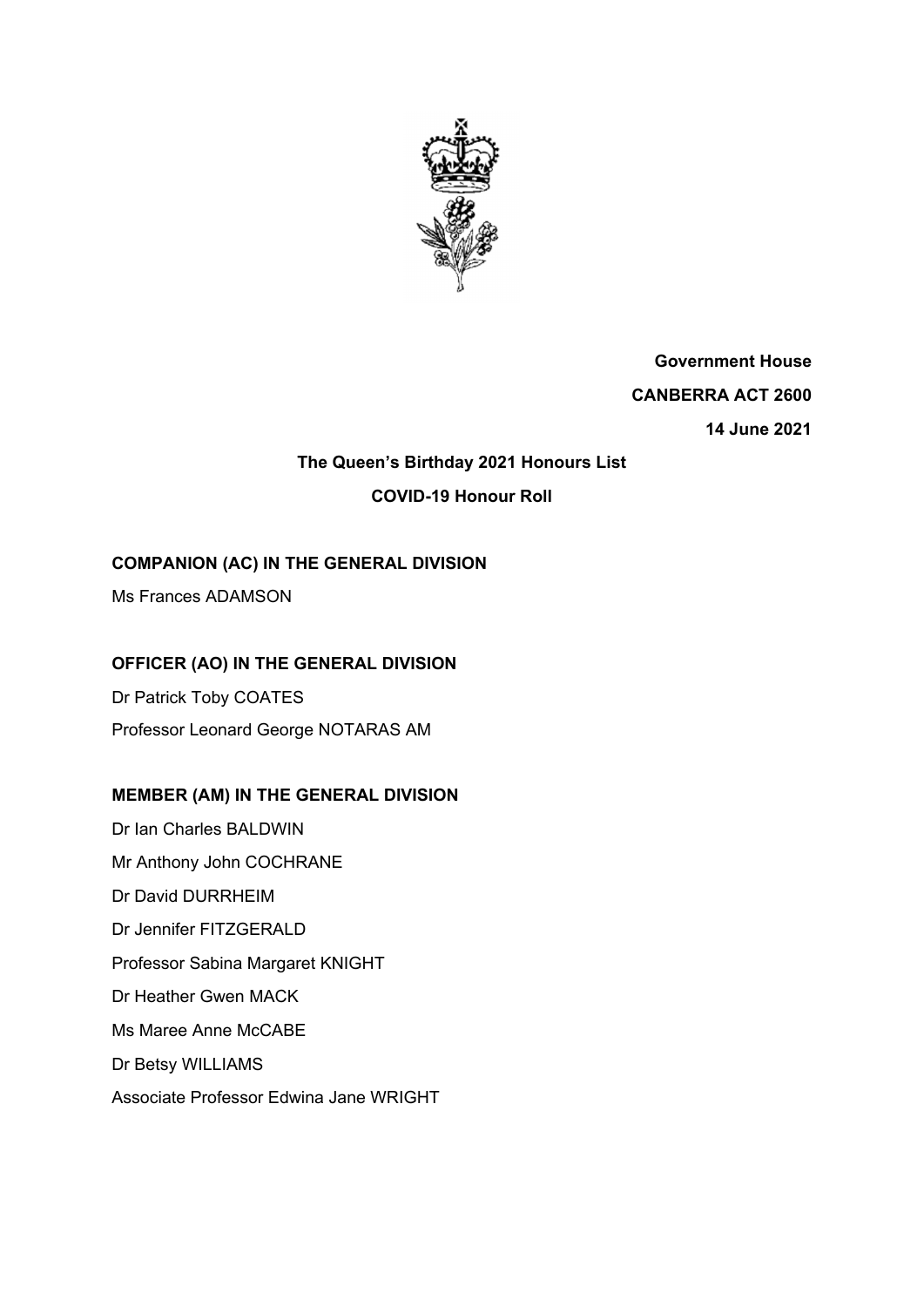Government House

CANBERRA ACT 2600

14 June 2021

# The Queen's Birthday 2021 Honours List

## COVID-19 Honour Roll

### COMPANION (AC) IN THE GENERAL DIVISION

Ms Frances ADAMSON

### OFFICER (AO) IN THE GENERAL DIVISION

Dr Patrick Toby COATES

Professor Leonard George NOTARAS AM

### MEMBER (AM) IN THE GENERAL DIVISION

Dr Ian Charles BALDWIN

Mr Anthony John COCHRANE

Dr David DURRHEIM

Dr Jennifer FITZGERALD

Professor Sabina Margaret KNIGHT

Dr Heather Gwen MACK

Ms Maree Anne McCABE

Dr Betsy WILLIAMS

Associate Professor Edwina Jane WRIGHT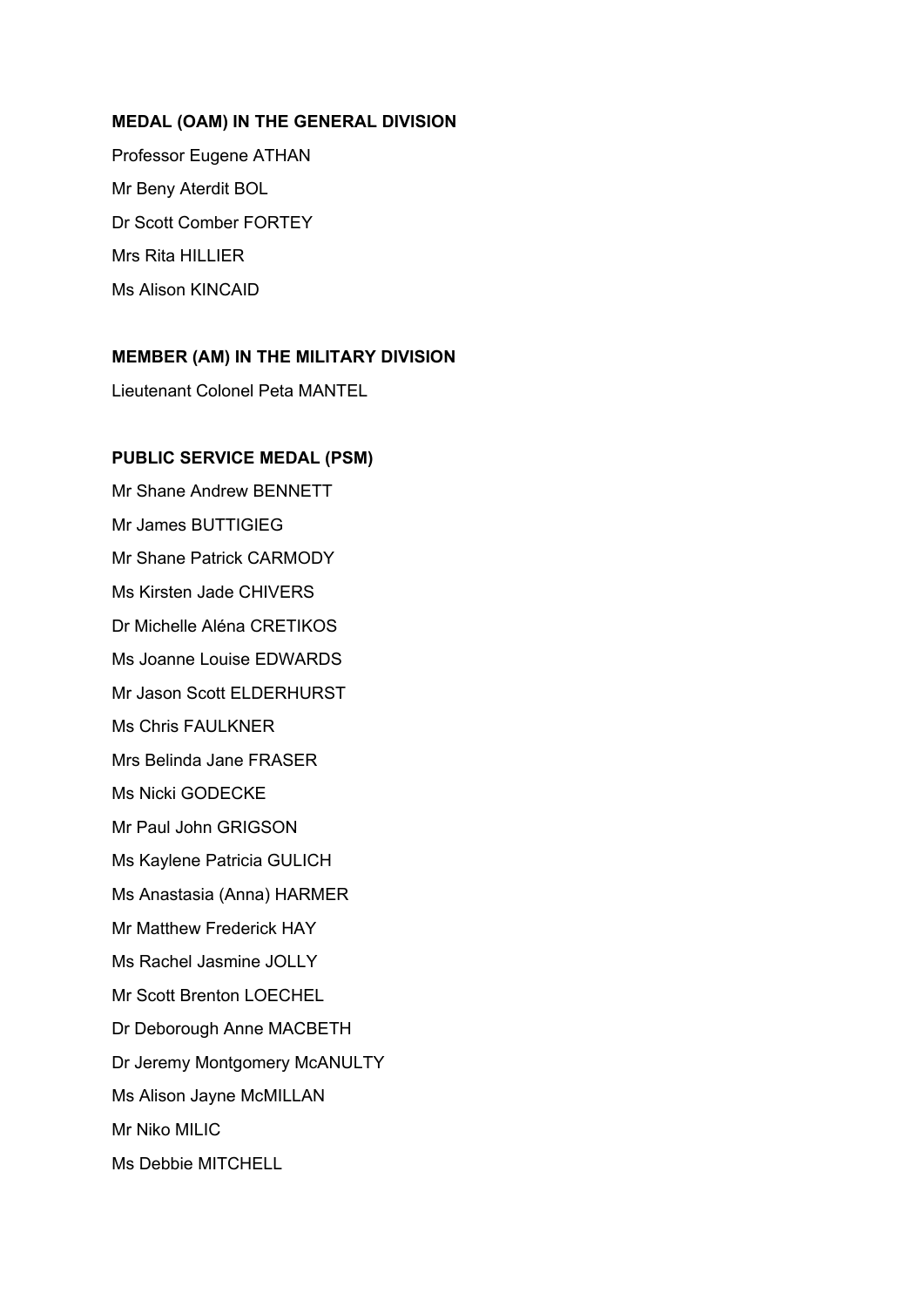**MEDAL (OAM) IN THE GENERAL DIVISION**

Professor Eugene ATHAN

Mr Beny Aterdit BOL

Dr Scott Comber FORTEY

Mrs Rita HILLIER

Ms Alison KINCAID

**MEMBER (AM) IN THE MILITARY DIVISION**

Lieutenant Colonel Peta MANTEL

**PUBLIC SERVICE MEDAL (PSM)**

Mr Shane Andrew BENNETT

Mr James BUTTIGIEG

Mr Shane Patrick CARMODY

Ms Kirsten Jade CHIVERS

Dr Michelle Aléna CRETIKOS

Ms Joanne Louise EDWARDS

Mr Jason Scott ELDERHURST

Ms Chris FAULKNER

Mrs Belinda Jane FRASER

Ms Nicki GODECKE

Mr Paul John GRIGSON

Ms Kaylene Patricia GULICH

Ms Anastasia (Anna) HARMER

Mr Matthew Frederick HAY

Ms Rachel Jasmine JOLLY

Mr Scott Brenton LOECHEL

Dr Deborough Anne MACBETH

Dr Jeremy Montgomery McANULTY

Ms Alison Jayne McMILLAN

Mr Niko MILIC

Ms Debbie MITCHELL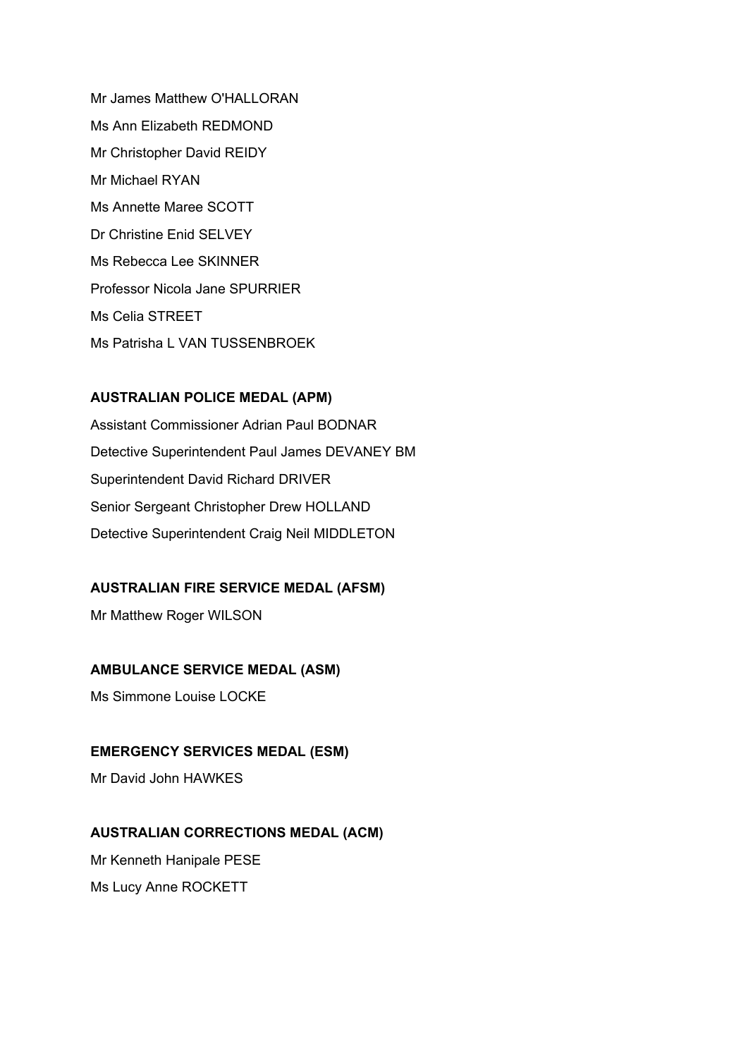Mr James Matthew O'HALLORAN

Ms Ann Elizabeth REDMOND

Mr Christopher David REIDY

Mr Michael RYAN

Ms Annette Maree SCOTT

Dr Christine Enid SELVEY

Ms Rebecca Lee SKINNER

Professor Nicola Jane SPURRIER

Ms Celia STREET

Ms Patrisha L VAN TUSSENBROEK

**AUSTRALIAN POLICE MEDAL (APM)**

Assistant Commissioner Adrian Paul BODNAR

Detective Superintendent Paul James DEVANEY BM

Superintendent David Richard DRIVER

Senior Sergeant Christopher Drew HOLLAND

Detective Superintendent Craig Neil MIDDLETON

**AUSTRALIAN FIRE SERVICE MEDAL (AFSM)**

Mr Matthew Roger WILSON

**AMBULANCE SERVICE MEDAL (ASM)**

Ms Simmone Louise LOCKE

**EMERGENCY SERVICES MEDAL (ESM)**

Mr David John HAWKES

**AUSTRALIAN CORRECTIONS MEDAL (ACM)**

Mr Kenneth Hanipale PESE

Ms Lucy Anne ROCKETT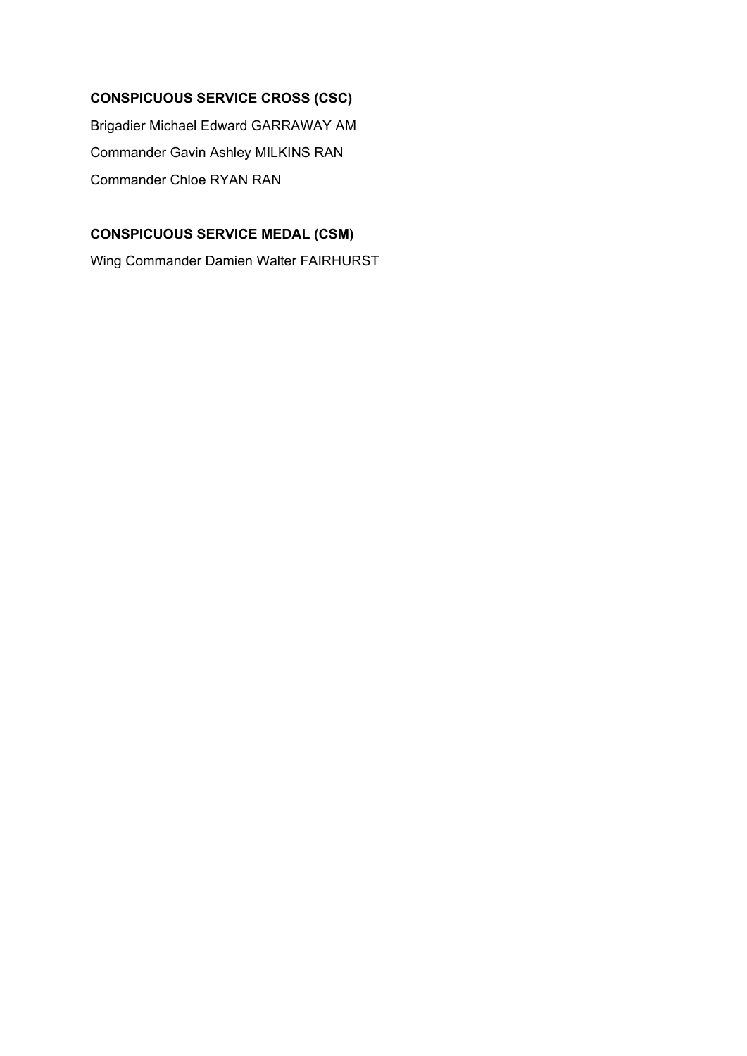**CONSPICUOUS SERVICE CROSS (CSC)**

Brigadier Michael Edward GARRAWAY AM

Commander Gavin Ashley MILKINS RAN

Commander Chloe RYAN RAN

**CONSPICUOUS SERVICE MEDAL (CSM)**

Wing Commander Damien Walter FAIRHURST